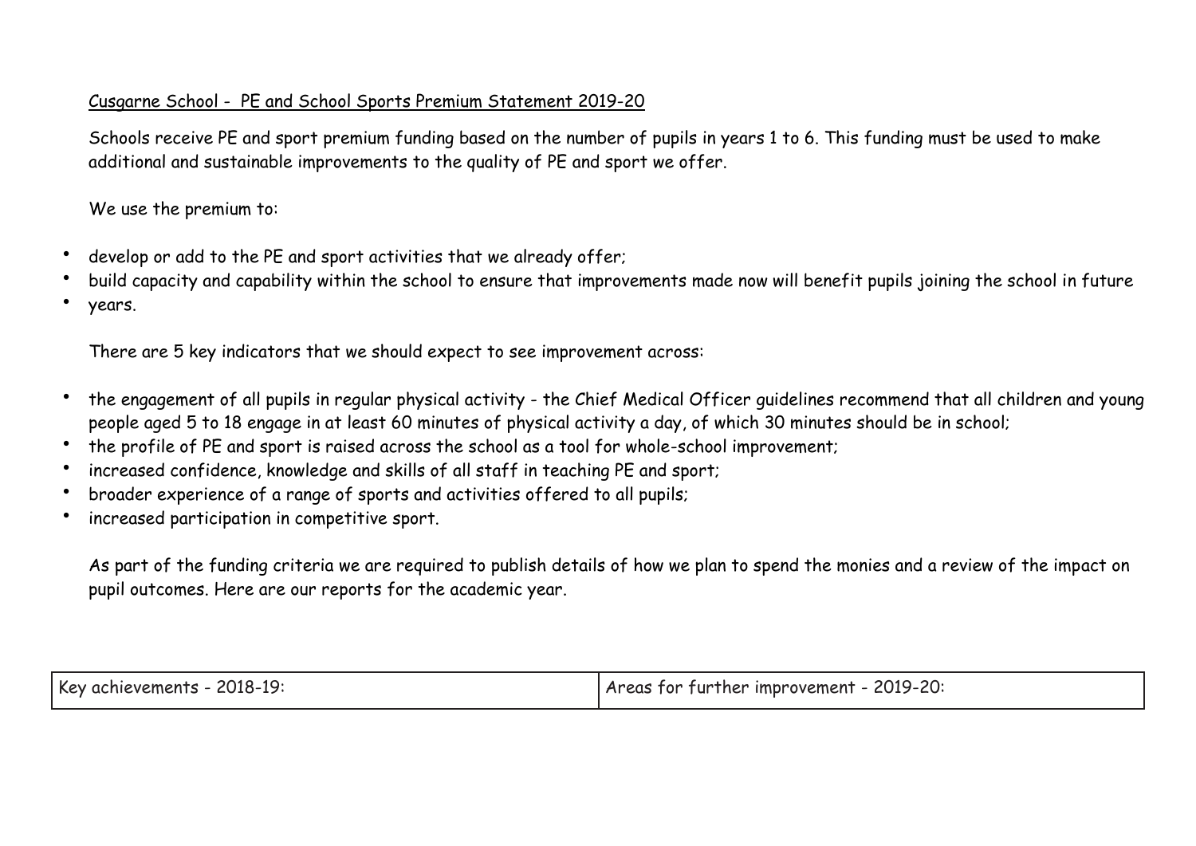Cusgarne School - PE and School Sports Premium Statement 2019-20

Schools receive PE and sport premium funding based on the number of pupils in years 1 to 6. This funding must be used to make additional and sustainable improvements to the quality of PE and sport we offer.

We use the premium to:

- develop or add to the PE and sport activities that we already offer;
- build capacity and capability within the school to ensure that improvements made now will benefit pupils joining the school in future
- years.

There are 5 key indicators that we should expect to see improvement across:

- the engagement of all pupils in regular physical activity - the Chief Medical Officer guidelines recommend that all children and young people aged 5 to 18 engage in at least 60 minutes of physical activity a day, of which 30 minutes should be in school;
- the profile of PE and sport is raised across the school as a tool for whole-school improvement;
- increased confidence, knowledge and skills of all staff in teaching PE and sport;
- broader experience of a range of sports and activities offered to all pupils;
- increased participation in competitive sport.

As part of the funding criteria we are required to publish details of how we plan to spend the monies and a review of the impact on pupil outcomes. Here are our reports for the academic year.

| Key achievements - 2018-19: | Areas for further improvement - 2019-20: |
| --- | --- |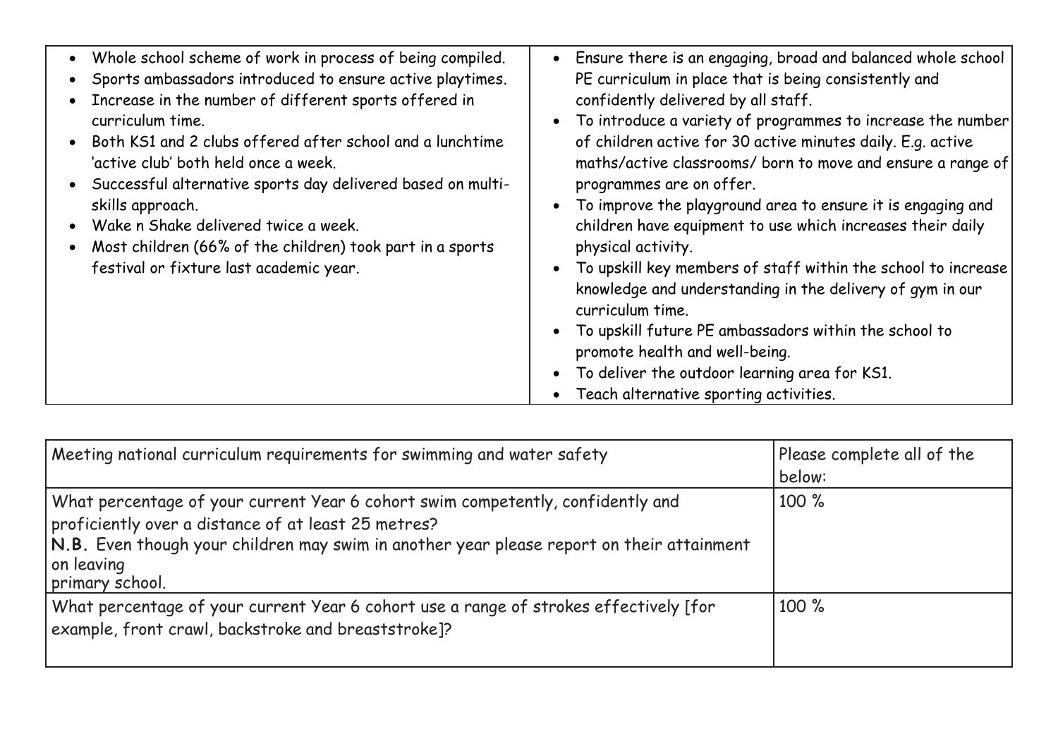| | |
|---|---|
| • Whole school scheme of work in process of being compiled.<br>• Sports ambassadors introduced to ensure active playtimes.<br>• Increase in the number of different sports offered in curriculum time.<br>• Both KS1 and 2 clubs offered after school and a lunchtime 'active club' both held once a week.<br>• Successful alternative sports day delivered based on multi-skills approach.<br>• Wake n Shake delivered twice a week.<br>• Most children (66% of the children) took part in a sports festival or fixture last academic year. | • Ensure there is an engaging, broad and balanced whole school PE curriculum in place that is being consistently and confidently delivered by all staff.<br>• To introduce a variety of programmes to increase the number of children active for 30 active minutes daily. E.g. active maths/active classrooms/ born to move and ensure a range of programmes are on offer.<br>• To improve the playground area to ensure it is engaging and children have equipment to use which increases their daily physical activity.<br>• To upskill key members of staff within the school to increase knowledge and understanding in the delivery of gym in our curriculum time.<br>• To upskill future PE ambassadors within the school to promote health and well-being.<br>• To deliver the outdoor learning area for KS1.<br>• Teach alternative sporting activities. |

| Meeting national curriculum requirements for swimming and water safety | Please complete all of the below: |
|---|---|
| What percentage of your current Year 6 cohort swim competently, confidently and proficiently over a distance of at least 25 metres?<br>**N.B.** Even though your children may swim in another year please report on their attainment on leaving primary school. | 100 % |
| What percentage of your current Year 6 cohort use a range of strokes effectively [for example, front crawl, backstroke and breaststroke]? | 100 % |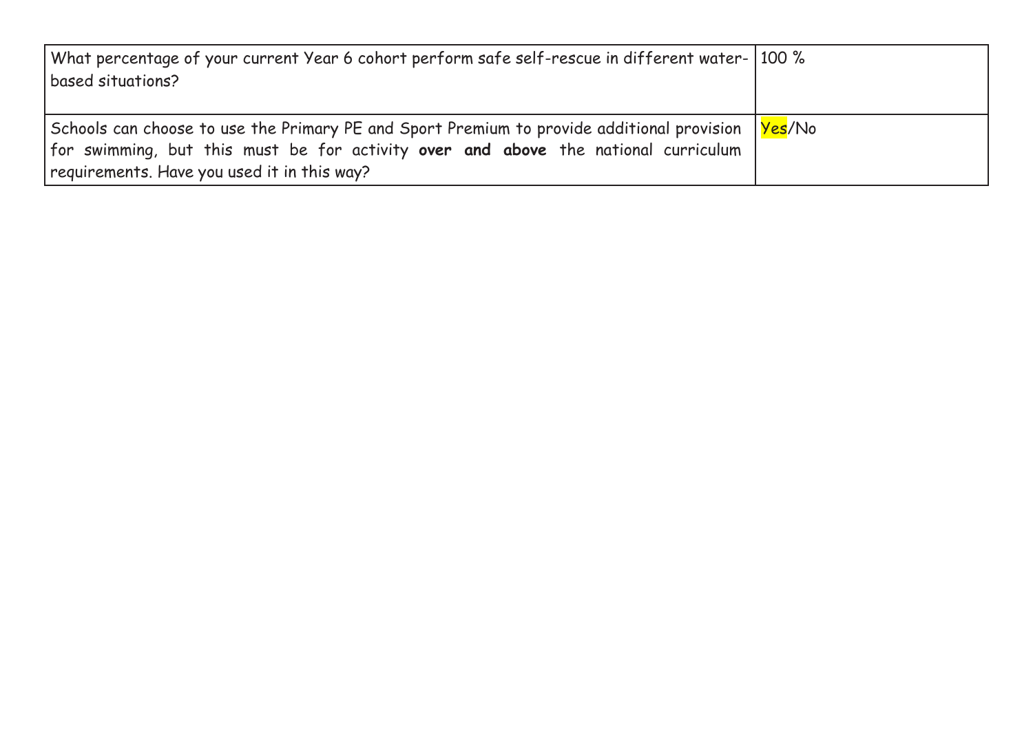| What percentage of your current Year 6 cohort perform safe self-rescue in different water-based situations? | 100 % |
|---|---|
| Schools can choose to use the Primary PE and Sport Premium to provide additional provision for swimming, but this must be for activity **over and above** the national curriculum requirements. Have you used it in this way? | Yes/No |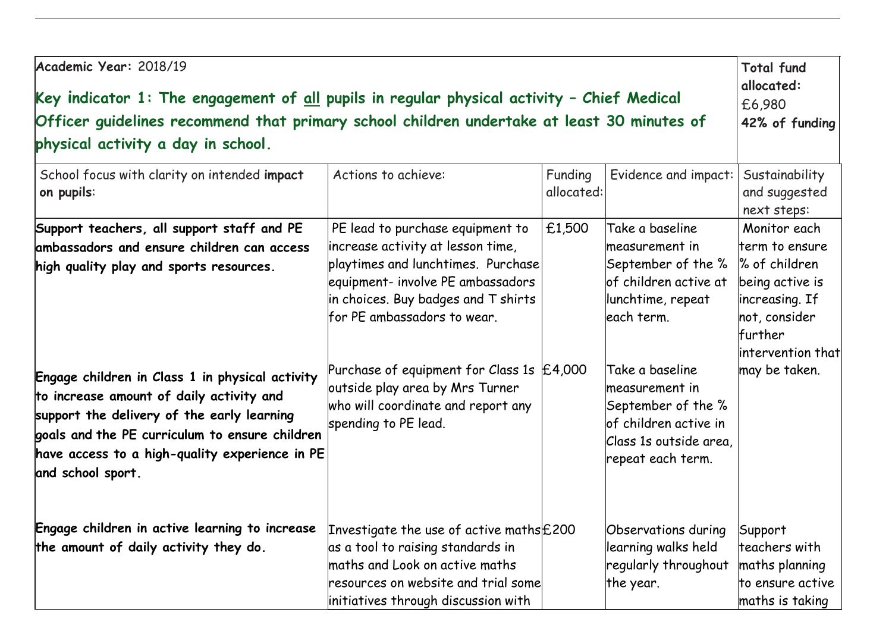| **Academic Year:** 2018/19<br>**Key indicator 1: The engagement of all pupils in regular physical activity – Chief Medical Officer guidelines recommend that primary school children undertake at least 30 minutes of physical activity a day in school.** | | | | **Total fund allocated:** £6,980<br>**42% of funding** |
|---|---|---|---|---|
| School focus with clarity on intended **impact on pupils**: | Actions to achieve: | Funding allocated: | Evidence and impact: | Sustainability and suggested next steps: |
| **Support teachers, all support staff and PE ambassadors and ensure children can access high quality play and sports resources.** | PE lead to purchase equipment to increase activity at lesson time, playtimes and lunchtimes. Purchase equipment- involve PE ambassadors in choices. Buy badges and T shirts for PE ambassadors to wear. | £1,500 | Take a baseline measurement in September of the % of children active at lunchtime, repeat each term. | Monitor each term to ensure % of children being active is increasing. If not, consider further intervention that may be taken. |
| **Engage children in Class 1 in physical activity to increase amount of daily activity and support the delivery of the early learning goals and the PE curriculum to ensure children have access to a high-quality experience in PE and school sport.** | Purchase of equipment for Class 1s outside play area by Mrs Turner who will coordinate and report any spending to PE lead. | £4,000 | Take a baseline measurement in September of the % of children active in Class 1s outside area, repeat each term. | |
| **Engage children in active learning to increase the amount of daily activity they do.** | Investigate the use of active maths as a tool to raising standards in maths and Look on active maths resources on website and trial some initiatives through discussion with | £200 | Observations during learning walks held regularly throughout the year. | Support teachers with maths planning to ensure active maths is taking |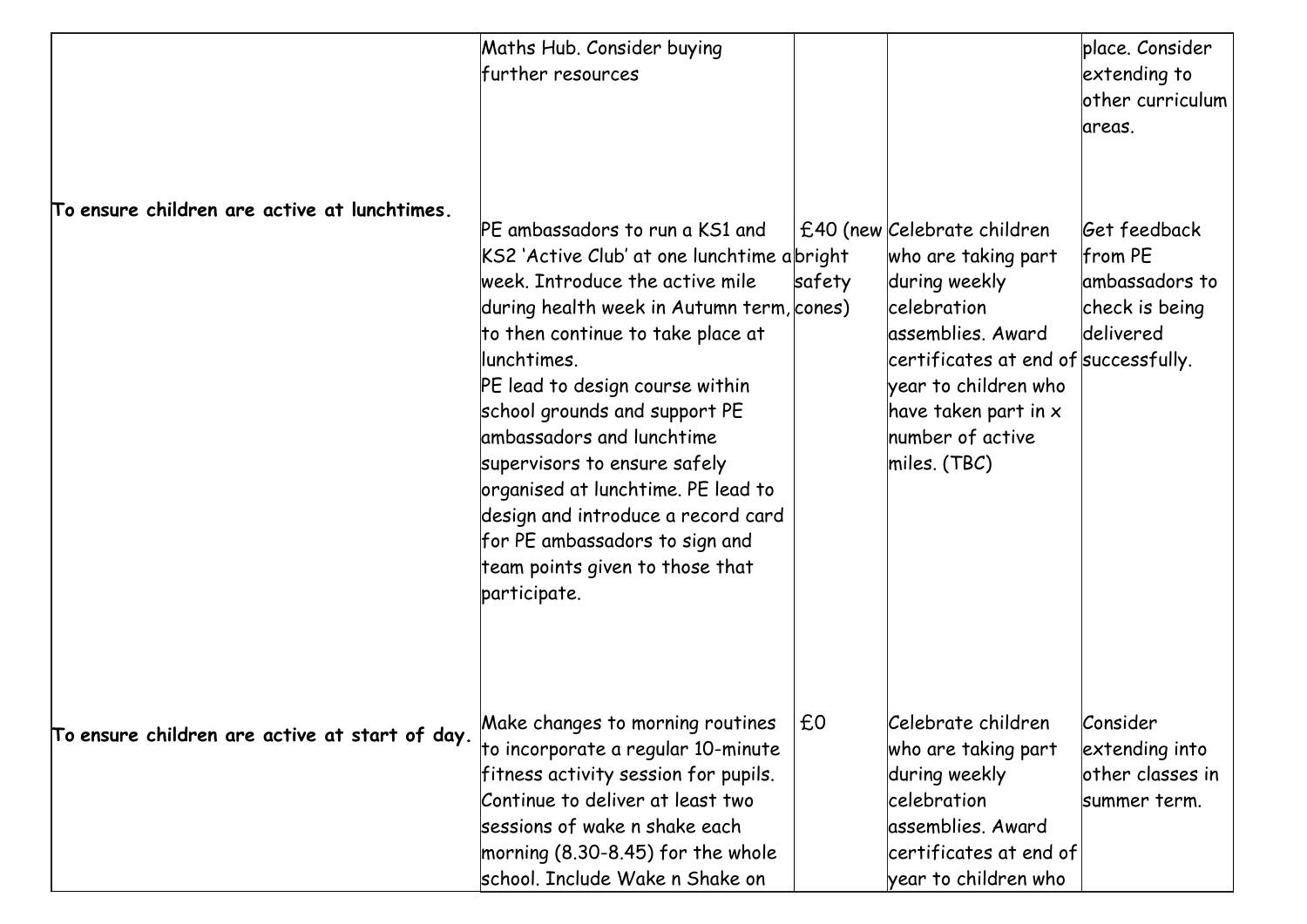|  |  |  |  |  |
|---|---|---|---|---|
|  | Maths Hub. Consider buying further resources |  |  | place. Consider extending to other curriculum areas. |
| **To ensure children are active at lunchtimes.** | PE ambassadors to run a KS1 and KS2 'Active Club' at one lunchtime a week. Introduce the active mile during health week in Autumn term, to then continue to take place at lunchtimes.<br>PE lead to design course within school grounds and support PE ambassadors and lunchtime supervisors to ensure safely organised at lunchtime. PE lead to design and introduce a record card for PE ambassadors to sign and team points given to those that participate. | £40 (new bright safety cones) | Celebrate children who are taking part during weekly celebration assemblies. Award certificates at end of year to children who have taken part in x number of active miles. (TBC) | Get feedback from PE ambassadors to check is being delivered successfully. |
| **To ensure children are active at start of day.** | Make changes to morning routines to incorporate a regular 10-minute fitness activity session for pupils. Continue to deliver at least two sessions of wake n shake each morning (8.30-8.45) for the whole school. Include Wake n Shake on | £0 | Celebrate children who are taking part during weekly celebration assemblies. Award certificates at end of year to children who | Consider extending into other classes in summer term. |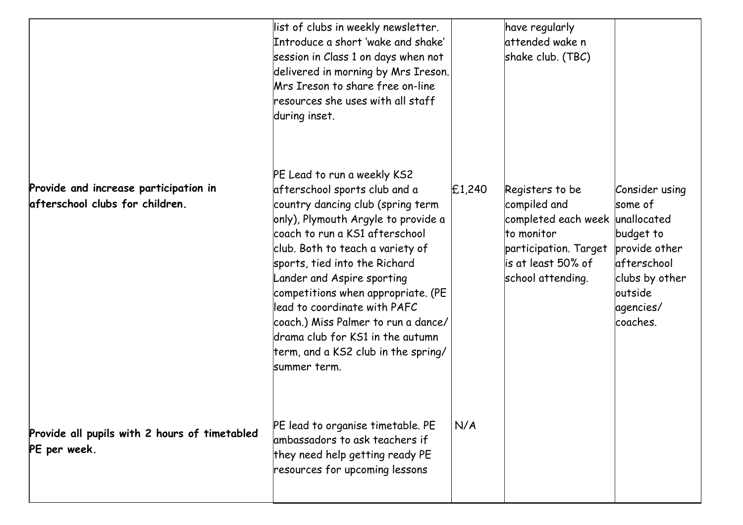| | | | | |
|---|---|---|---|---|
| | list of clubs in weekly newsletter. Introduce a short 'wake and shake' session in Class 1 on days when not delivered in morning by Mrs Ireson. Mrs Ireson to share free on-line resources she uses with all staff during inset. | | have regularly attended wake n shake club. (TBC) | |
| **Provide and increase participation in afterschool clubs for children.** | PE Lead to run a weekly KS2 afterschool sports club and a country dancing club (spring term only), Plymouth Argyle to provide a coach to run a KS1 afterschool club. Both to teach a variety of sports, tied into the Richard Lander and Aspire sporting competitions when appropriate. (PE lead to coordinate with PAFC coach.) Miss Palmer to run a dance/ drama club for KS1 in the autumn term, and a KS2 club in the spring/ summer term. | £1,240 | Registers to be compiled and completed each week to monitor participation. Target is at least 50% of school attending. | Consider using some of unallocated budget to provide other afterschool clubs by other outside agencies/ coaches. |
| **Provide all pupils with 2 hours of timetabled PE per week.** | PE lead to organise timetable. PE ambassadors to ask teachers if they need help getting ready PE resources for upcoming lessons | N/A | | |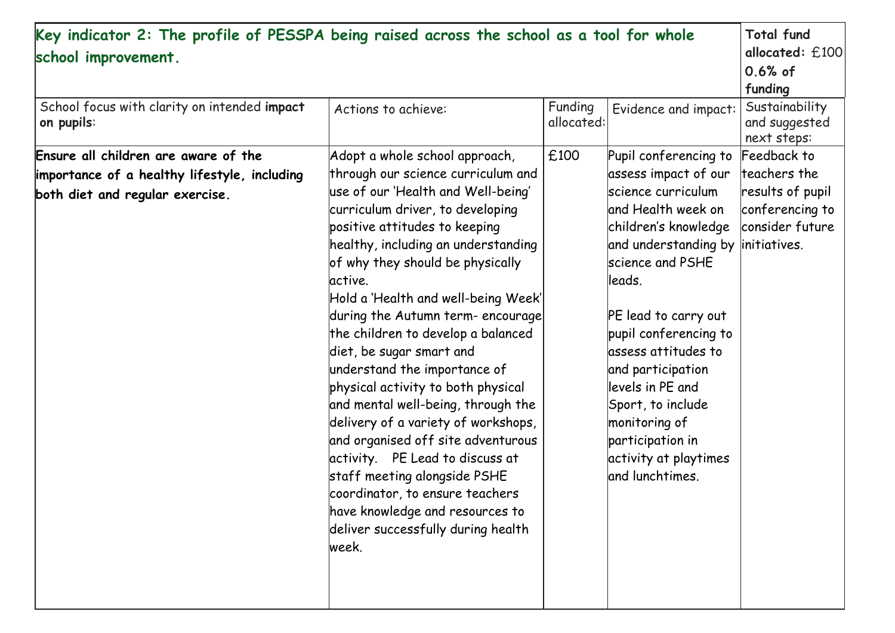| Key indicator 2: The profile of PESSPA being raised across the school as a tool for whole school improvement. | | | | Total fund allocated: £100 0.6% of funding |
| --- | --- | --- | --- | --- |
| School focus with clarity on intended **impact on pupils**: | Actions to achieve: | Funding allocated: | Evidence and impact: | Sustainability and suggested next steps: |
| **Ensure all children are aware of the importance of a healthy lifestyle, including both diet and regular exercise.** | Adopt a whole school approach, through our science curriculum and use of our 'Health and Well-being' curriculum driver, to developing positive attitudes to keeping healthy, including an understanding of why they should be physically active. Hold a 'Health and well-being Week' during the Autumn term- encourage the children to develop a balanced diet, be sugar smart and understand the importance of physical activity to both physical and mental well-being, through the delivery of a variety of workshops, and organised off site adventurous activity. PE Lead to discuss at staff meeting alongside PSHE coordinator, to ensure teachers have knowledge and resources to deliver successfully during health week. | £100 | Pupil conferencing to assess impact of our science curriculum and Health week on children's knowledge and understanding by science and PSHE leads.<br><br>PE lead to carry out pupil conferencing to assess attitudes to and participation levels in PE and Sport, to include monitoring of participation in activity at playtimes and lunchtimes. | Feedback to teachers the results of pupil conferencing to consider future initiatives. |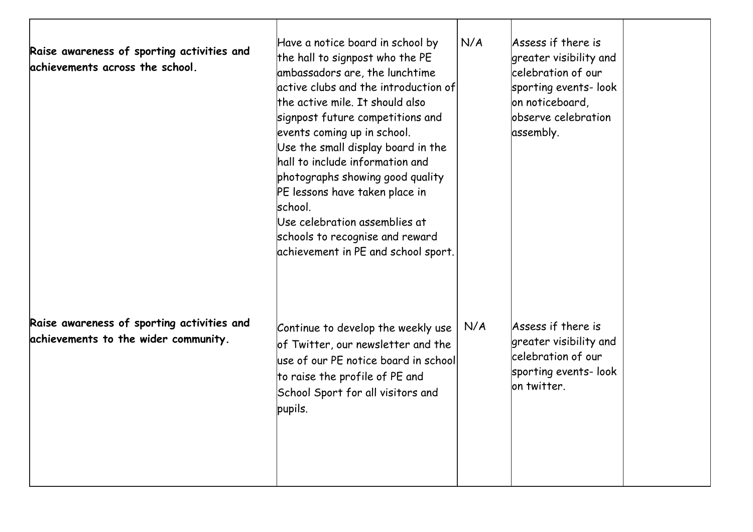| | | | | |
|---|---|---|---|---|
| **Raise awareness of sporting activities and achievements across the school.** | Have a notice board in school by the hall to signpost who the PE ambassadors are, the lunchtime active clubs and the introduction of the active mile. It should also signpost future competitions and events coming up in school.<br>Use the small display board in the hall to include information and photographs showing good quality PE lessons have taken place in school.<br>Use celebration assemblies at schools to recognise and reward achievement in PE and school sport. | N/A | Assess if there is greater visibility and celebration of our sporting events- look on noticeboard, observe celebration assembly. | |
| **Raise awareness of sporting activities and achievements to the wider community.** | Continue to develop the weekly use of Twitter, our newsletter and the use of our PE notice board in school to raise the profile of PE and School Sport for all visitors and pupils. | N/A | Assess if there is greater visibility and celebration of our sporting events- look on twitter. | |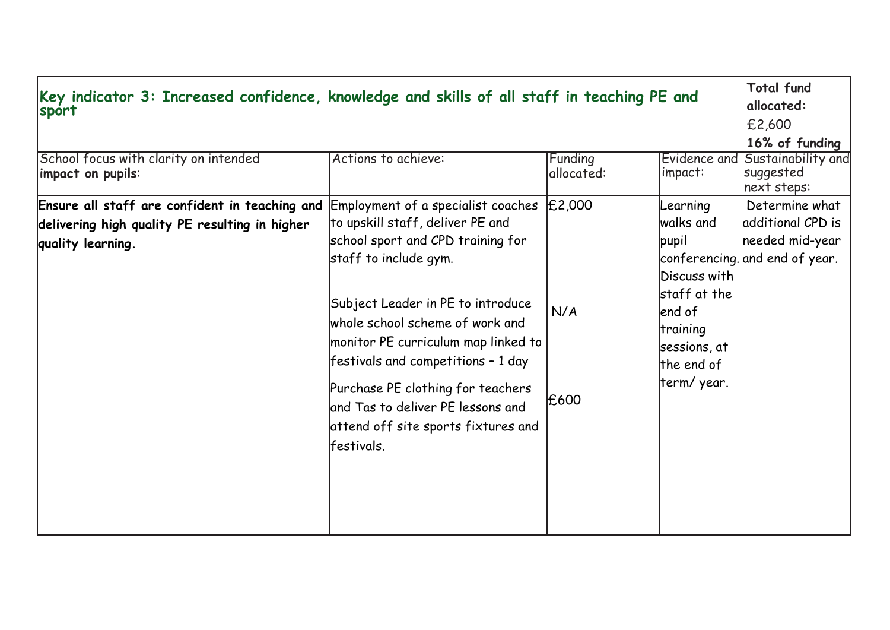| Key indicator 3: Increased confidence, knowledge and skills of all staff in teaching PE and sport | | | | Total fund allocated: £2,600 **16% of funding** |
|---|---|---|---|---|
| School focus with clarity on intended **impact on pupils**: | Actions to achieve: | Funding allocated: | Evidence and impact: | Sustainability and suggested next steps: |
| **Ensure all staff are confident in teaching and delivering high quality PE resulting in higher quality learning.** | Employment of a specialist coaches to upskill staff, deliver PE and school sport and CPD training for staff to include gym.<br><br>Subject Leader in PE to introduce whole school scheme of work and monitor PE curriculum map linked to festivals and competitions – 1 day<br><br>Purchase PE clothing for teachers and Tas to deliver PE lessons and attend off site sports fixtures and festivals. | £2,000<br><br>N/A<br><br>£600 | Learning walks and pupil conferencing. Discuss with staff at the end of training sessions, at the end of term/ year. | Determine what additional CPD is needed mid-year and end of year. |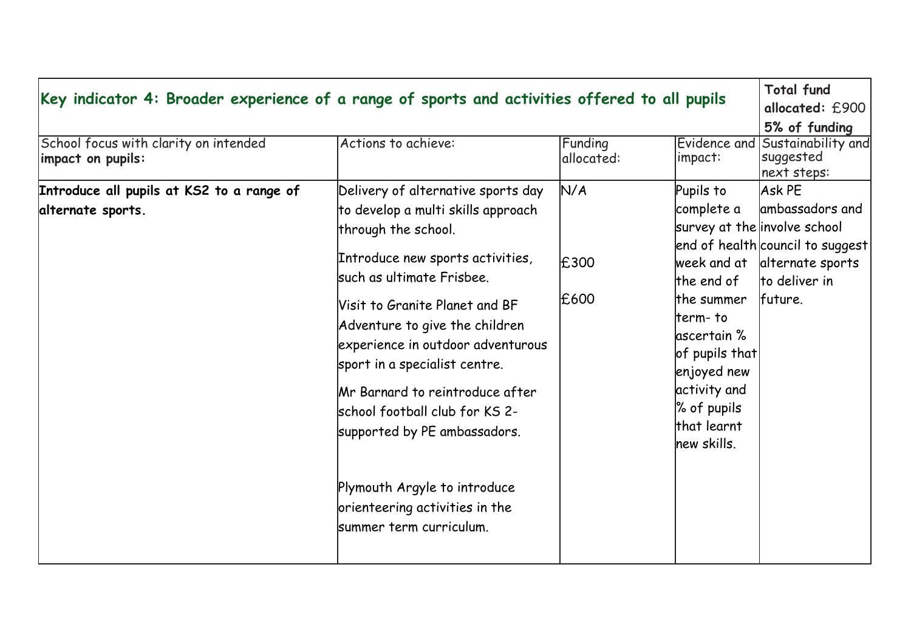| Key indicator 4: Broader experience of a range of sports and activities offered to all pupils | | | | **Total fund allocated:** £900 **5% of funding** |
|---|---|---|---|---|
| School focus with clarity on intended **impact on pupils:** | Actions to achieve: | Funding allocated: | Evidence and impact: | Sustainability and suggested next steps: |
| **Introduce all pupils at KS2 to a range of alternate sports.** | Delivery of alternative sports day to develop a multi skills approach through the school.<br><br>Introduce new sports activities, such as ultimate Frisbee.<br><br>Visit to Granite Planet and BF Adventure to give the children experience in outdoor adventurous sport in a specialist centre.<br><br>Mr Barnard to reintroduce after school football club for KS 2- supported by PE ambassadors.<br><br>Plymouth Argyle to introduce orienteering activities in the summer term curriculum. | N/A<br><br>£300<br><br>£600 | Pupils to complete a survey at the end of health week and at the end of the summer term- to ascertain % of pupils that enjoyed new activity and % of pupils that learnt new skills. | Ask PE ambassadors and involve school council to suggest alternate sports to deliver in future. |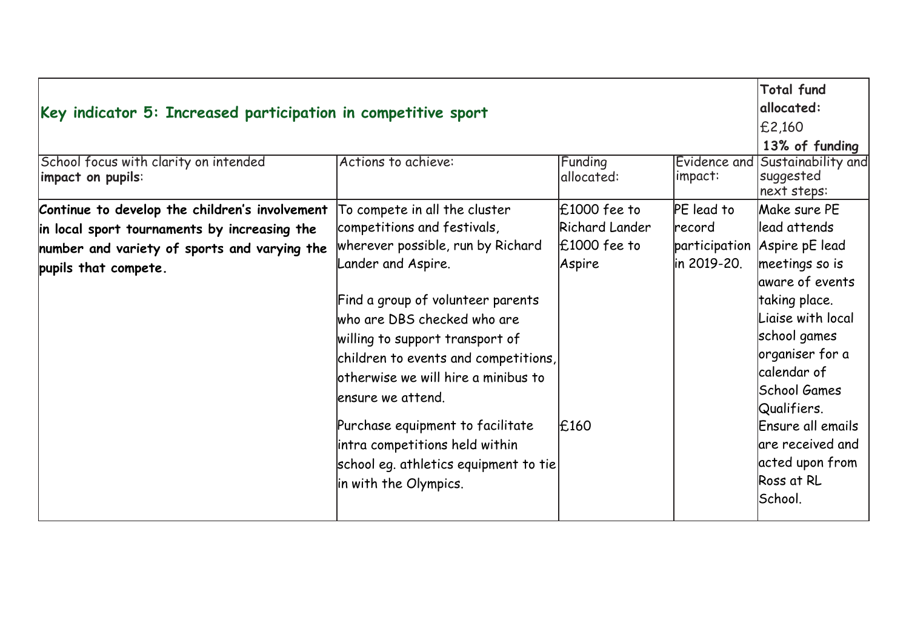| Key indicator 5: Increased participation in competitive sport | | | | Total fund allocated: £2,160 **13% of funding** |
|---|---|---|---|---|
| School focus with clarity on intended **impact on pupils**: | Actions to achieve: | Funding allocated: | Evidence and impact: | Sustainability and suggested next steps: |
| **Continue to develop the children's involvement in local sport tournaments by increasing the number and variety of sports and varying the pupils that compete.** | To compete in all the cluster competitions and festivals, wherever possible, run by Richard Lander and Aspire.<br><br>Find a group of volunteer parents who are DBS checked who are willing to support transport of children to events and competitions, otherwise we will hire a minibus to ensure we attend.<br><br>Purchase equipment to facilitate intra competitions held within school eg. athletics equipment to tie in with the Olympics. | £1000 fee to Richard Lander<br>£1000 fee to Aspire<br><br><br><br><br><br>£160 | PE lead to record participation in 2019-20. | Make sure PE lead attends Aspire pE lead meetings so is aware of events taking place. Liaise with local school games organiser for a calendar of School Games Qualifiers. Ensure all emails are received and acted upon from Ross at RL School. |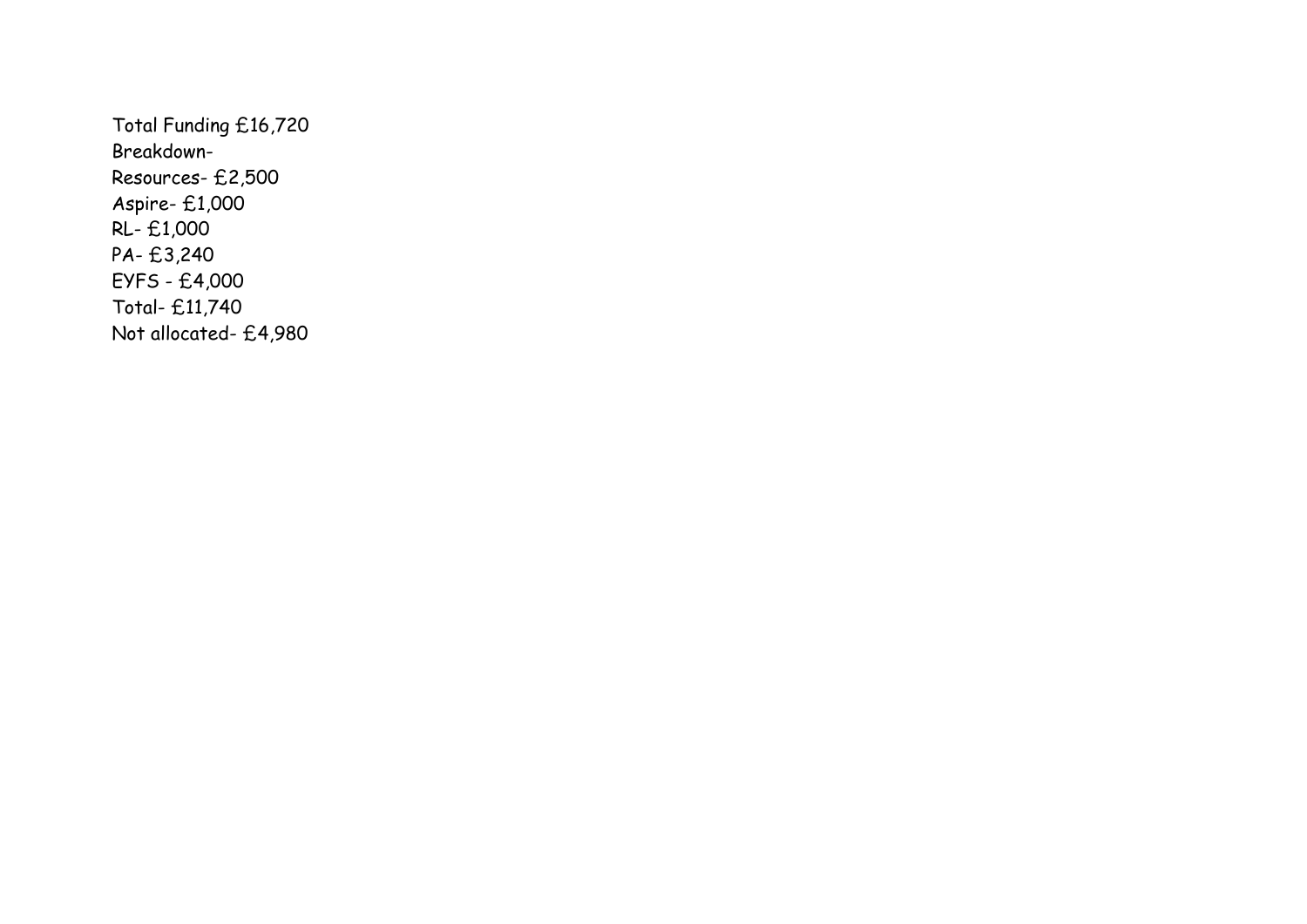Total Funding £16,720
Breakdown-
Resources- £2,500
Aspire- £1,000
RL- £1,000
PA- £3,240
EYFS - £4,000
Total- £11,740
Not allocated- £4,980